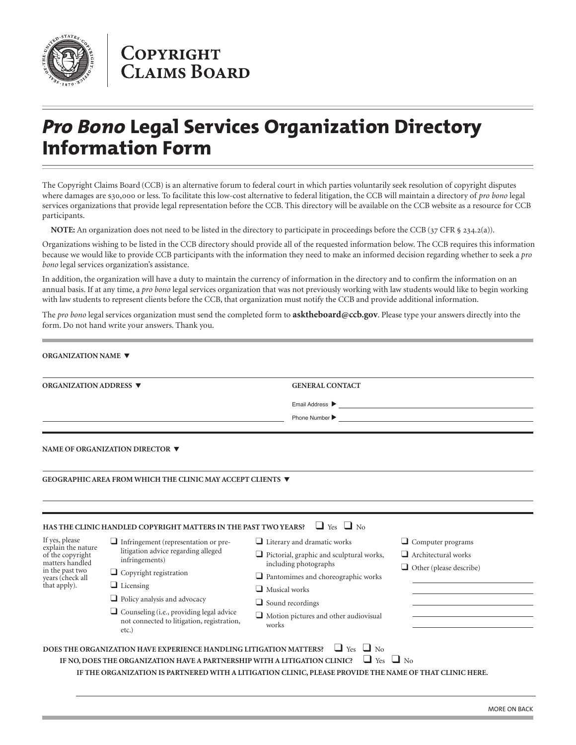# Copyright Claims Board

# *Pro Bono* Legal Services Organization Directory Information Form

The Copyright Claims Board (CCB) is an alternative forum to federal court in which parties voluntarily seek resolution of copyright disputes where damages are $30,000 or less. To facilitate this low-cost alternative to federal litigation, the CCB will maintain a directory of *pro bono* legal services organizations that provide legal representation before the CCB. This directory will be available on the CCB website as a resource for CCB participants.

**NOTE:** An organization does not need to be listed in the directory to participate in proceedings before the CCB (37 CFR § 234.2(a)).

Organizations wishing to be listed in the CCB directory should provide all of the requested information below. The CCB requires this information because we would like to provide CCB participants with the information they need to make an informed decision regarding whether to seek a *pro bono* legal services organization's assistance.

In addition, the organization will have a duty to maintain the currency of information in the directory and to confirm the information on an annual basis. If at any time, a *pro bono* legal services organization that was not previously working with law students would like to begin working with law students to represent clients before the CCB, that organization must notify the CCB and provide additional information.

The *pro bono* legal services organization must send the completed form to **asktheboard@ccb.gov**. Please type your answers directly into the form. Do not hand write your answers. Thank you.

**ORGANIZATION NAME ▼**

**ORGANIZATION ADDRESS ▼**

**GENERAL CONTACT**

Email Address ▶

Phone Number ▶

**NAME OF ORGANIZATION DIRECTOR ▼**

**GEOGRAPHIC AREA FROM WHICH THE CLINIC MAY ACCEPT CLIENTS ▼**

**HAS THE CLINIC HANDLED COPYRIGHT MATTERS IN THE PAST TWO YEARS?** ☐ Yes ☐ No

If yes, please explain the nature of the copyright matters handled in the past two years (check all that apply).

- ☐ Infringement (representation or pre-litigation advice regarding alleged infringements)
- ☐ Copyright registration
- ☐ Licensing
- ☐ Policy analysis and advocacy
- ☐ Counseling (i.e., providing legal advice not connected to litigation, registration, etc.)

- ☐ Literary and dramatic works
- ☐ Pictorial, graphic and sculptural works, including photographs
- ☐ Pantomimes and choreographic works
- ☐ Musical works
- ☐ Sound recordings
- ☐ Motion pictures and other audiovisual works

- ☐ Computer programs
- ☐ Architectural works
- ☐ Other (please describe)

**DOES THE ORGANIZATION HAVE EXPERIENCE HANDLING LITIGATION MATTERS?** ☐ Yes ☐ No

**IF NO, DOES THE ORGANIZATION HAVE A PARTNERSHIP WITH A LITIGATION CLINIC?** ☐ Yes ☐ No

**IF THE ORGANIZATION IS PARTNERED WITH A LITIGATION CLINIC, PLEASE PROVIDE THE NAME OF THAT CLINIC HERE.**

MORE ON BACK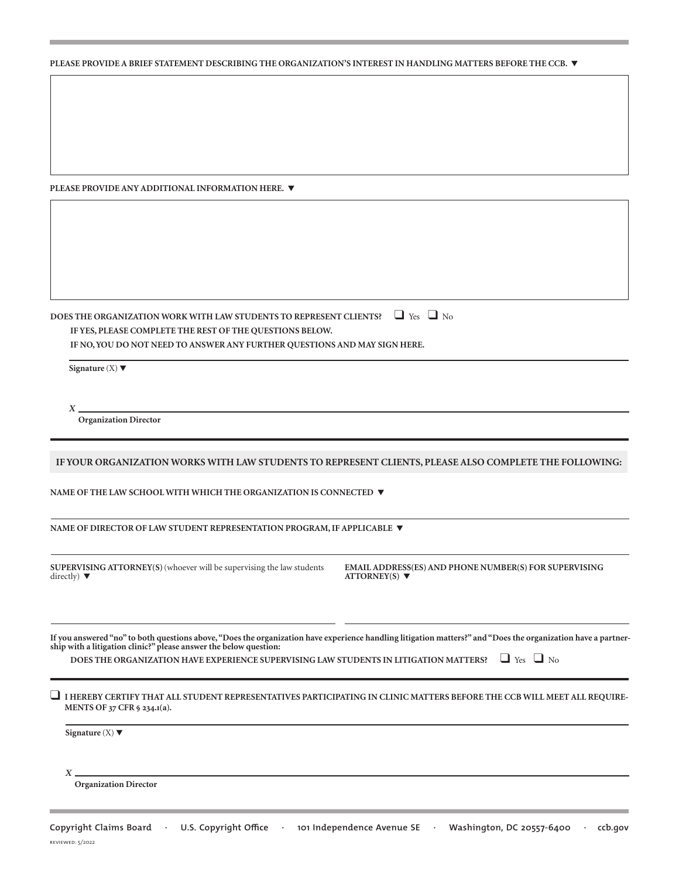**PLEASE PROVIDE A BRIEF STATEMENT DESCRIBING THE ORGANIZATION'S INTEREST IN HANDLING MATTERS BEFORE THE CCB. ▼**

**PLEASE PROVIDE ANY ADDITIONAL INFORMATION HERE. ▼**

**DOES THE ORGANIZATION WORK WITH LAW STUDENTS TO REPRESENT CLIENTS?** ☐ Yes ☐ No

**IF YES, PLEASE COMPLETE THE REST OF THE QUESTIONS BELOW.**

**IF NO, YOU DO NOT NEED TO ANSWER ANY FURTHER QUESTIONS AND MAY SIGN HERE.**

**Signature** (X) ▼

*X* ______________________________

**Organization Director**

## IF YOUR ORGANIZATION WORKS WITH LAW STUDENTS TO REPRESENT CLIENTS, PLEASE ALSO COMPLETE THE FOLLOWING:

**NAME OF THE LAW SCHOOL WITH WHICH THE ORGANIZATION IS CONNECTED ▼**

**NAME OF DIRECTOR OF LAW STUDENT REPRESENTATION PROGRAM, IF APPLICABLE ▼**

**SUPERVISING ATTORNEY(S)** (whoever will be supervising the law students directly) ▼

**EMAIL ADDRESS(ES) AND PHONE NUMBER(S) FOR SUPERVISING ATTORNEY(S) ▼**

**If you answered "no" to both questions above, "Does the organization have experience handling litigation matters?" and "Does the organization have a partnership with a litigation clinic?" please answer the below question:**

**DOES THE ORGANIZATION HAVE EXPERIENCE SUPERVISING LAW STUDENTS IN LITIGATION MATTERS?** ☐ Yes ☐ No

☐ **I HEREBY CERTIFY THAT ALL STUDENT REPRESENTATIVES PARTICIPATING IN CLINIC MATTERS BEFORE THE CCB WILL MEET ALL REQUIREMENTS OF 37 CFR § 234.1(a).**

**Signature** (X) ▼

*X* ______________________________

**Organization Director**

Copyright Claims Board · U.S. Copyright Office · 101 Independence Avenue SE · Washington, DC 20557-6400 · ccb.gov

REVIEWED: 5/2022